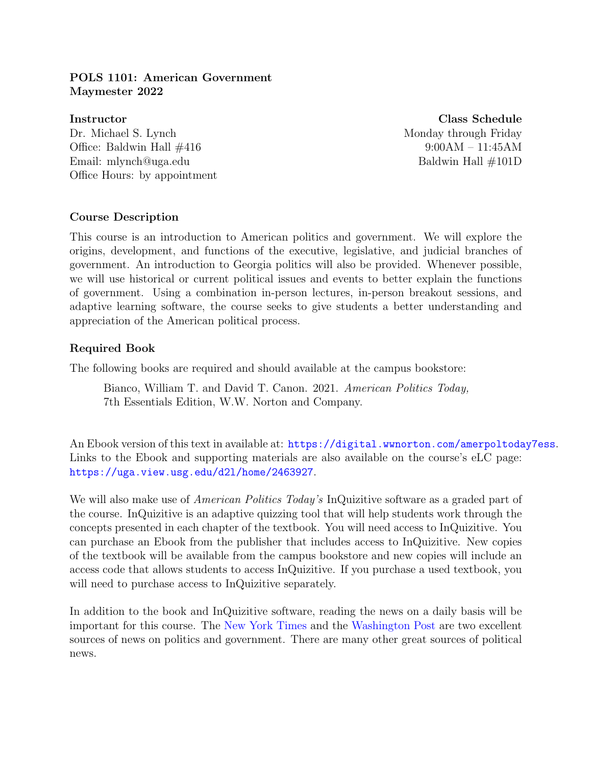**POLS 1101: American Government**
**Maymester 2022**

**Instructor**
Dr. Michael S. Lynch
Office: Baldwin Hall #416
Email: mlynch@uga.edu
Office Hours: by appointment

**Class Schedule**
Monday through Friday
9:00AM – 11:45AM
Baldwin Hall #101D

## Course Description

This course is an introduction to American politics and government. We will explore the origins, development, and functions of the executive, legislative, and judicial branches of government. An introduction to Georgia politics will also be provided. Whenever possible, we will use historical or current political issues and events to better explain the functions of government. Using a combination in-person lectures, in-person breakout sessions, and adaptive learning software, the course seeks to give students a better understanding and appreciation of the American political process.

## Required Book

The following books are required and should available at the campus bookstore:

> Bianco, William T. and David T. Canon. 2021. *American Politics Today,* 7th Essentials Edition, W.W. Norton and Company.

An Ebook version of this text in available at: https://digital.wwnorton.com/amerpoltoday7ess. Links to the Ebook and supporting materials are also available on the course's eLC page: https://uga.view.usg.edu/d2l/home/2463927.

We will also make use of *American Politics Today's* InQuizitive software as a graded part of the course. InQuizitive is an adaptive quizzing tool that will help students work through the concepts presented in each chapter of the textbook. You will need access to InQuizitive. You can purchase an Ebook from the publisher that includes access to InQuizitive. New copies of the textbook will be available from the campus bookstore and new copies will include an access code that allows students to access InQuizitive. If you purchase a used textbook, you will need to purchase access to InQuizitive separately.

In addition to the book and InQuizitive software, reading the news on a daily basis will be important for this course. The New York Times and the Washington Post are two excellent sources of news on politics and government. There are many other great sources of political news.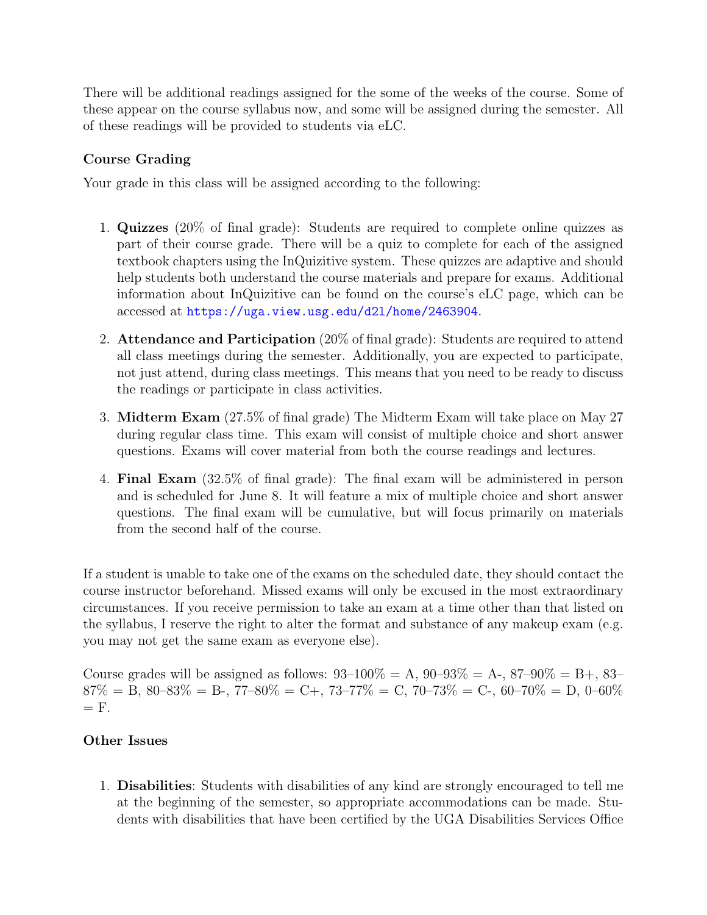There will be additional readings assigned for the some of the weeks of the course. Some of these appear on the course syllabus now, and some will be assigned during the semester. All of these readings will be provided to students via eLC.

### Course Grading

Your grade in this class will be assigned according to the following:

1. **Quizzes** (20% of final grade): Students are required to complete online quizzes as part of their course grade. There will be a quiz to complete for each of the assigned textbook chapters using the InQuizitive system. These quizzes are adaptive and should help students both understand the course materials and prepare for exams. Additional information about InQuizitive can be found on the course's eLC page, which can be accessed at https://uga.view.usg.edu/d2l/home/2463904.
2. **Attendance and Participation** (20% of final grade): Students are required to attend all class meetings during the semester. Additionally, you are expected to participate, not just attend, during class meetings. This means that you need to be ready to discuss the readings or participate in class activities.
3. **Midterm Exam** (27.5% of final grade) The Midterm Exam will take place on May 27 during regular class time. This exam will consist of multiple choice and short answer questions. Exams will cover material from both the course readings and lectures.
4. **Final Exam** (32.5% of final grade): The final exam will be administered in person and is scheduled for June 8. It will feature a mix of multiple choice and short answer questions. The final exam will be cumulative, but will focus primarily on materials from the second half of the course.

If a student is unable to take one of the exams on the scheduled date, they should contact the course instructor beforehand. Missed exams will only be excused in the most extraordinary circumstances. If you receive permission to take an exam at a time other than that listed on the syllabus, I reserve the right to alter the format and substance of any makeup exam (e.g. you may not get the same exam as everyone else).

Course grades will be assigned as follows: 93–100% = A, 90–93% = A-, 87–90% = B+, 83–87% = B, 80–83% = B-, 77–80% = C+, 73–77% = C, 70–73% = C-, 60–70% = D, 0–60% = F.

### Other Issues

1. **Disabilities**: Students with disabilities of any kind are strongly encouraged to tell me at the beginning of the semester, so appropriate accommodations can be made. Students with disabilities that have been certified by the UGA Disabilities Services Office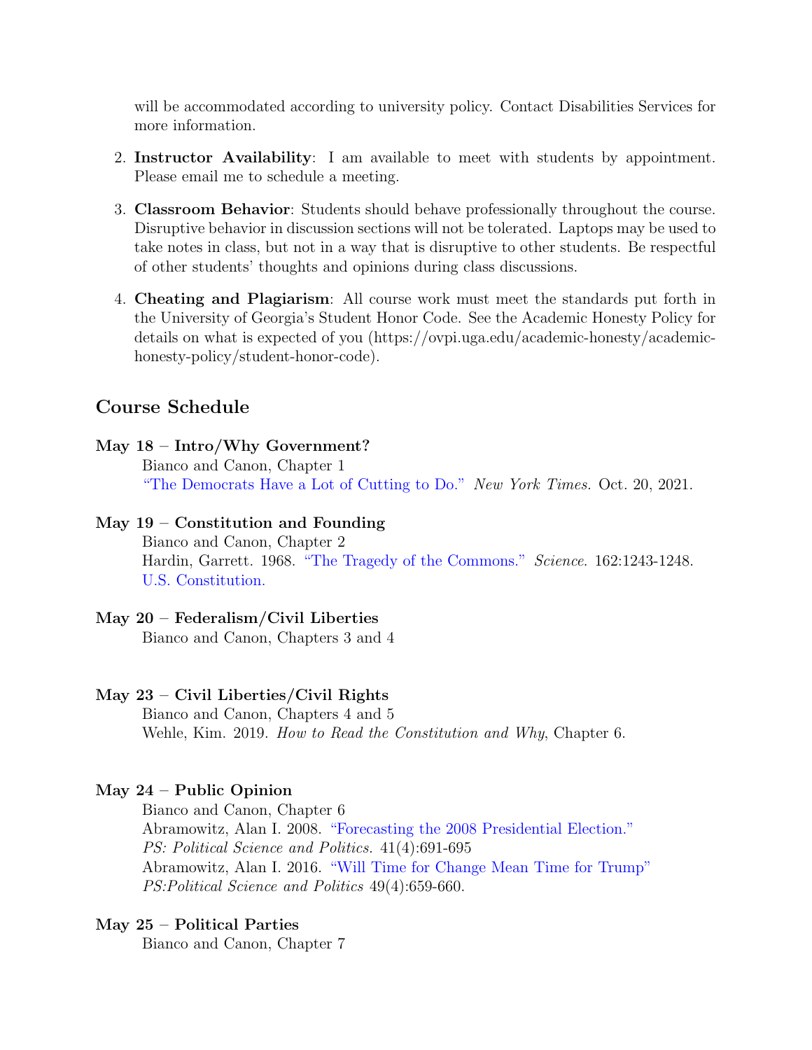will be accommodated according to university policy. Contact Disabilities Services for more information.

2. **Instructor Availability**: I am available to meet with students by appointment. Please email me to schedule a meeting.

3. **Classroom Behavior**: Students should behave professionally throughout the course. Disruptive behavior in discussion sections will not be tolerated. Laptops may be used to take notes in class, but not in a way that is disruptive to other students. Be respectful of other students' thoughts and opinions during class discussions.

4. **Cheating and Plagiarism**: All course work must meet the standards put forth in the University of Georgia's Student Honor Code. See the Academic Honesty Policy for details on what is expected of you (https://ovpi.uga.edu/academic-honesty/academic-honesty-policy/student-honor-code).

## Course Schedule

**May 18 – Intro/Why Government?**
Bianco and Canon, Chapter 1
"The Democrats Have a Lot of Cutting to Do." *New York Times.* Oct. 20, 2021.

**May 19 – Constitution and Founding**
Bianco and Canon, Chapter 2
Hardin, Garrett. 1968. "The Tragedy of the Commons." *Science.* 162:1243-1248.
U.S. Constitution.

**May 20 – Federalism/Civil Liberties**
Bianco and Canon, Chapters 3 and 4

**May 23 – Civil Liberties/Civil Rights**
Bianco and Canon, Chapters 4 and 5
Wehle, Kim. 2019. *How to Read the Constitution and Why*, Chapter 6.

**May 24 – Public Opinion**
Bianco and Canon, Chapter 6
Abramowitz, Alan I. 2008. "Forecasting the 2008 Presidential Election." *PS: Political Science and Politics.* 41(4):691-695
Abramowitz, Alan I. 2016. "Will Time for Change Mean Time for Trump" *PS:Political Science and Politics* 49(4):659-660.

**May 25 – Political Parties**
Bianco and Canon, Chapter 7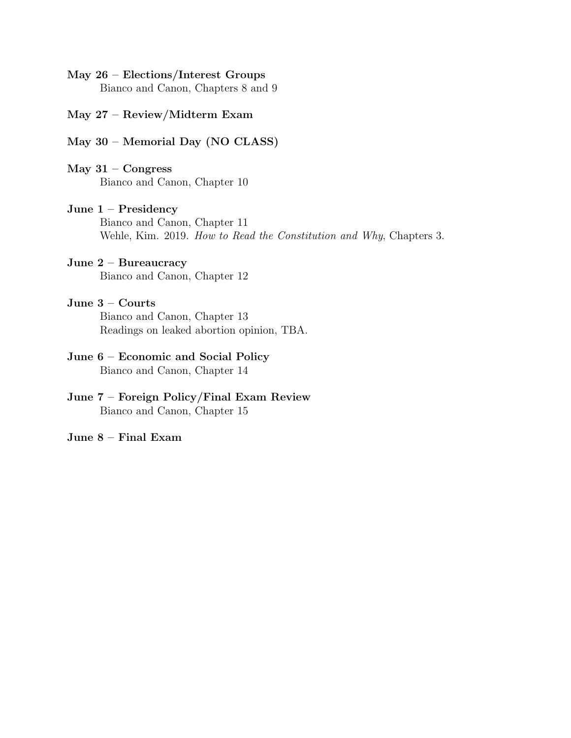**May 26 – Elections/Interest Groups**
Bianco and Canon, Chapters 8 and 9

**May 27 – Review/Midterm Exam**

**May 30 – Memorial Day (NO CLASS)**

**May 31 – Congress**
Bianco and Canon, Chapter 10

**June 1 – Presidency**
Bianco and Canon, Chapter 11
Wehle, Kim. 2019. *How to Read the Constitution and Why*, Chapters 3.

**June 2 – Bureaucracy**
Bianco and Canon, Chapter 12

**June 3 – Courts**
Bianco and Canon, Chapter 13
Readings on leaked abortion opinion, TBA.

**June 6 – Economic and Social Policy**
Bianco and Canon, Chapter 14

**June 7 – Foreign Policy/Final Exam Review**
Bianco and Canon, Chapter 15

**June 8 – Final Exam**